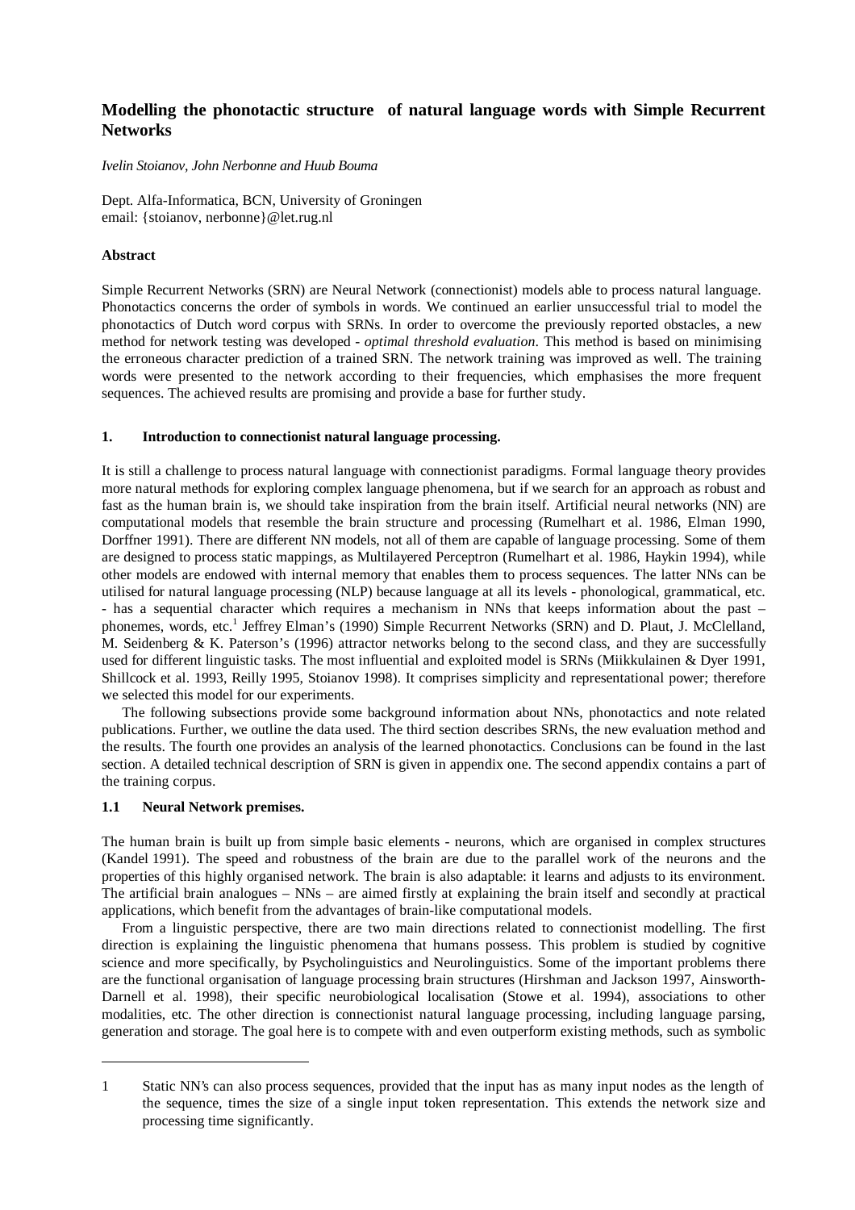# Modelling the phonotactic structure of natural language words with Simple Recurrent Networks

*Ivelin Stoianov, John Nerbonne and Huub Bouma*

Dept. Alfa-Informatica, BCN, University of Groningen
email: {stoianov, nerbonne}@let.rug.nl

### Abstract

Simple Recurrent Networks (SRN) are Neural Network (connectionist) models able to process natural language. Phonotactics concerns the order of symbols in words. We continued an earlier unsuccessful trial to model the phonotactics of Dutch word corpus with SRNs. In order to overcome the previously reported obstacles, a new method for network testing was developed - *optimal threshold evaluation*. This method is based on minimising the erroneous character prediction of a trained SRN. The network training was improved as well. The training words were presented to the network according to their frequencies, which emphasises the more frequent sequences. The achieved results are promising and provide a base for further study.

## 1. Introduction to connectionist natural language processing.

It is still a challenge to process natural language with connectionist paradigms. Formal language theory provides more natural methods for exploring complex language phenomena, but if we search for an approach as robust and fast as the human brain is, we should take inspiration from the brain itself. Artificial neural networks (NN) are computational models that resemble the brain structure and processing (Rumelhart et al. 1986, Elman 1990, Dorffner 1991). There are different NN models, not all of them are capable of language processing. Some of them are designed to process static mappings, as Multilayered Perceptron (Rumelhart et al. 1986, Haykin 1994), while other models are endowed with internal memory that enables them to process sequences. The latter NNs can be utilised for natural language processing (NLP) because language at all its levels - phonological, grammatical, etc. - has a sequential character which requires a mechanism in NNs that keeps information about the past – phonemes, words, etc.[1] Jeffrey Elman's (1990) Simple Recurrent Networks (SRN) and D. Plaut, J. McClelland, M. Seidenberg & K. Paterson's (1996) attractor networks belong to the second class, and they are successfully used for different linguistic tasks. The most influential and exploited model is SRNs (Miikkulainen & Dyer 1991, Shillcock et al. 1993, Reilly 1995, Stoianov 1998). It comprises simplicity and representational power; therefore we selected this model for our experiments.

The following subsections provide some background information about NNs, phonotactics and note related publications. Further, we outline the data used. The third section describes SRNs, the new evaluation method and the results. The fourth one provides an analysis of the learned phonotactics. Conclusions can be found in the last section. A detailed technical description of SRN is given in appendix one. The second appendix contains a part of the training corpus.

### 1.1 Neural Network premises.

The human brain is built up from simple basic elements - neurons, which are organised in complex structures (Kandel 1991). The speed and robustness of the brain are due to the parallel work of the neurons and the properties of this highly organised network. The brain is also adaptable: it learns and adjusts to its environment. The artificial brain analogues – NNs – are aimed firstly at explaining the brain itself and secondly at practical applications, which benefit from the advantages of brain-like computational models.

From a linguistic perspective, there are two main directions related to connectionist modelling. The first direction is explaining the linguistic phenomena that humans possess. This problem is studied by cognitive science and more specifically, by Psycholinguistics and Neurolinguistics. Some of the important problems there are the functional organisation of language processing brain structures (Hirshman and Jackson 1997, Ainsworth-Darnell et al. 1998), their specific neurobiological localisation (Stowe et al. 1994), associations to other modalities, etc. The other direction is connectionist natural language processing, including language parsing, generation and storage. The goal here is to compete with and even outperform existing methods, such as symbolic

---

[1] Static NN's can also process sequences, provided that the input has as many input nodes as the length of the sequence, times the size of a single input token representation. This extends the network size and processing time significantly.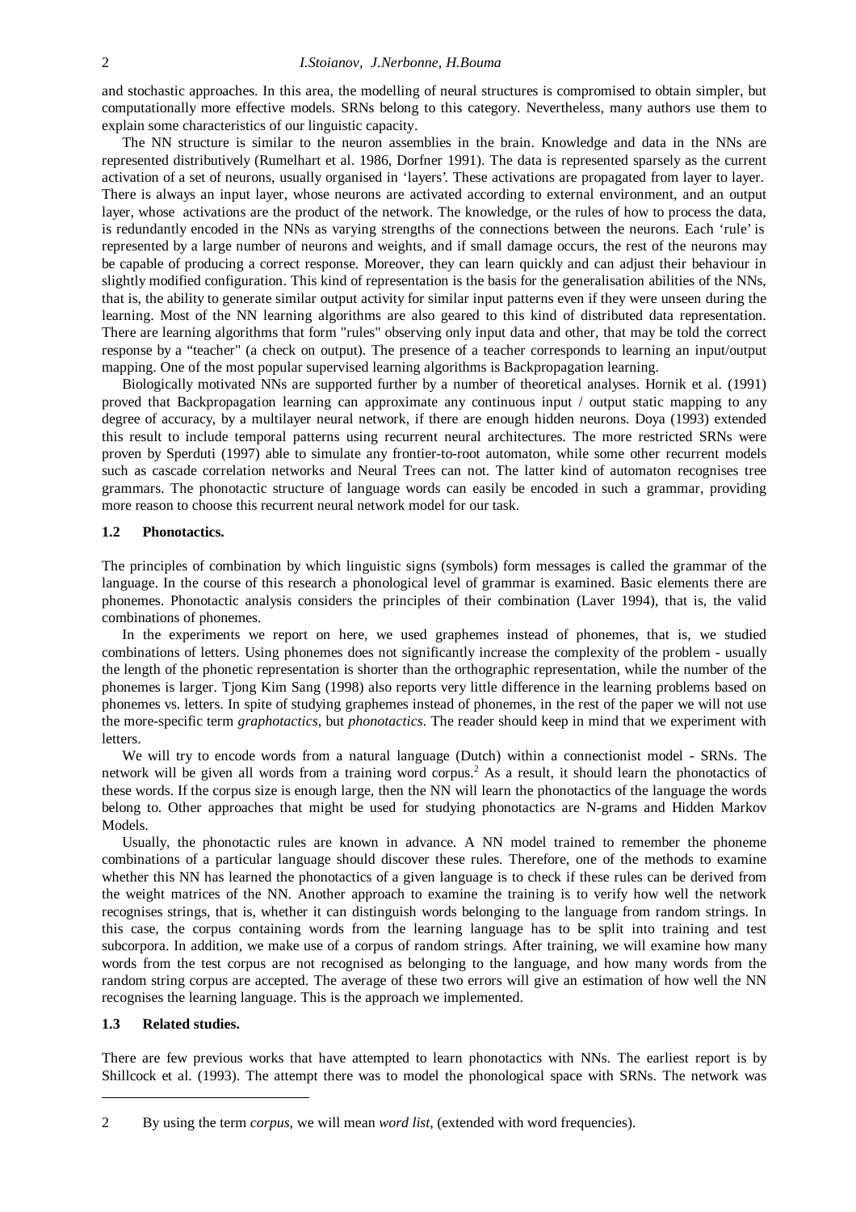and stochastic approaches. In this area, the modelling of neural structures is compromised to obtain simpler, but computationally more effective models. SRNs belong to this category. Nevertheless, many authors use them to explain some characteristics of our linguistic capacity.

The NN structure is similar to the neuron assemblies in the brain. Knowledge and data in the NNs are represented distributively (Rumelhart et al. 1986, Dorfner 1991). The data is represented sparsely as the current activation of a set of neurons, usually organised in 'layers'. These activations are propagated from layer to layer. There is always an input layer, whose neurons are activated according to external environment, and an output layer, whose activations are the product of the network. The knowledge, or the rules of how to process the data, is redundantly encoded in the NNs as varying strengths of the connections between the neurons. Each 'rule' is represented by a large number of neurons and weights, and if small damage occurs, the rest of the neurons may be capable of producing a correct response. Moreover, they can learn quickly and can adjust their behaviour in slightly modified configuration. This kind of representation is the basis for the generalisation abilities of the NNs, that is, the ability to generate similar output activity for similar input patterns even if they were unseen during the learning. Most of the NN learning algorithms are also geared to this kind of distributed data representation. There are learning algorithms that form "rules" observing only input data and other, that may be told the correct response by a "teacher" (a check on output). The presence of a teacher corresponds to learning an input/output mapping. One of the most popular supervised learning algorithms is Backpropagation learning.

Biologically motivated NNs are supported further by a number of theoretical analyses. Hornik et al. (1991) proved that Backpropagation learning can approximate any continuous input / output static mapping to any degree of accuracy, by a multilayer neural network, if there are enough hidden neurons. Doya (1993) extended this result to include temporal patterns using recurrent neural architectures. The more restricted SRNs were proven by Sperduti (1997) able to simulate any frontier-to-root automaton, while some other recurrent models such as cascade correlation networks and Neural Trees can not. The latter kind of automaton recognises tree grammars. The phonotactic structure of language words can easily be encoded in such a grammar, providing more reason to choose this recurrent neural network model for our task.

### 1.2 Phonotactics.

The principles of combination by which linguistic signs (symbols) form messages is called the grammar of the language. In the course of this research a phonological level of grammar is examined. Basic elements there are phonemes. Phonotactic analysis considers the principles of their combination (Laver 1994), that is, the valid combinations of phonemes.

In the experiments we report on here, we used graphemes instead of phonemes, that is, we studied combinations of letters. Using phonemes does not significantly increase the complexity of the problem - usually the length of the phonetic representation is shorter than the orthographic representation, while the number of the phonemes is larger. Tjong Kim Sang (1998) also reports very little difference in the learning problems based on phonemes vs. letters. In spite of studying graphemes instead of phonemes, in the rest of the paper we will not use the more-specific term *graphotactics*, but *phonotactics*. The reader should keep in mind that we experiment with letters.

We will try to encode words from a natural language (Dutch) within a connectionist model - SRNs. The network will be given all words from a training word corpus.[2] As a result, it should learn the phonotactics of these words. If the corpus size is enough large, then the NN will learn the phonotactics of the language the words belong to. Other approaches that might be used for studying phonotactics are N-grams and Hidden Markov Models.

Usually, the phonotactic rules are known in advance. A NN model trained to remember the phoneme combinations of a particular language should discover these rules. Therefore, one of the methods to examine whether this NN has learned the phonotactics of a given language is to check if these rules can be derived from the weight matrices of the NN. Another approach to examine the training is to verify how well the network recognises strings, that is, whether it can distinguish words belonging to the language from random strings. In this case, the corpus containing words from the learning language has to be split into training and test subcorpora. In addition, we make use of a corpus of random strings. After training, we will examine how many words from the test corpus are not recognised as belonging to the language, and how many words from the random string corpus are accepted. The average of these two errors will give an estimation of how well the NN recognises the learning language. This is the approach we implemented.

### 1.3 Related studies.

There are few previous works that have attempted to learn phonotactics with NNs. The earliest report is by Shillcock et al. (1993). The attempt there was to model the phonological space with SRNs. The network was

---

2 By using the term *corpus*, we will mean *word list*, (extended with word frequencies).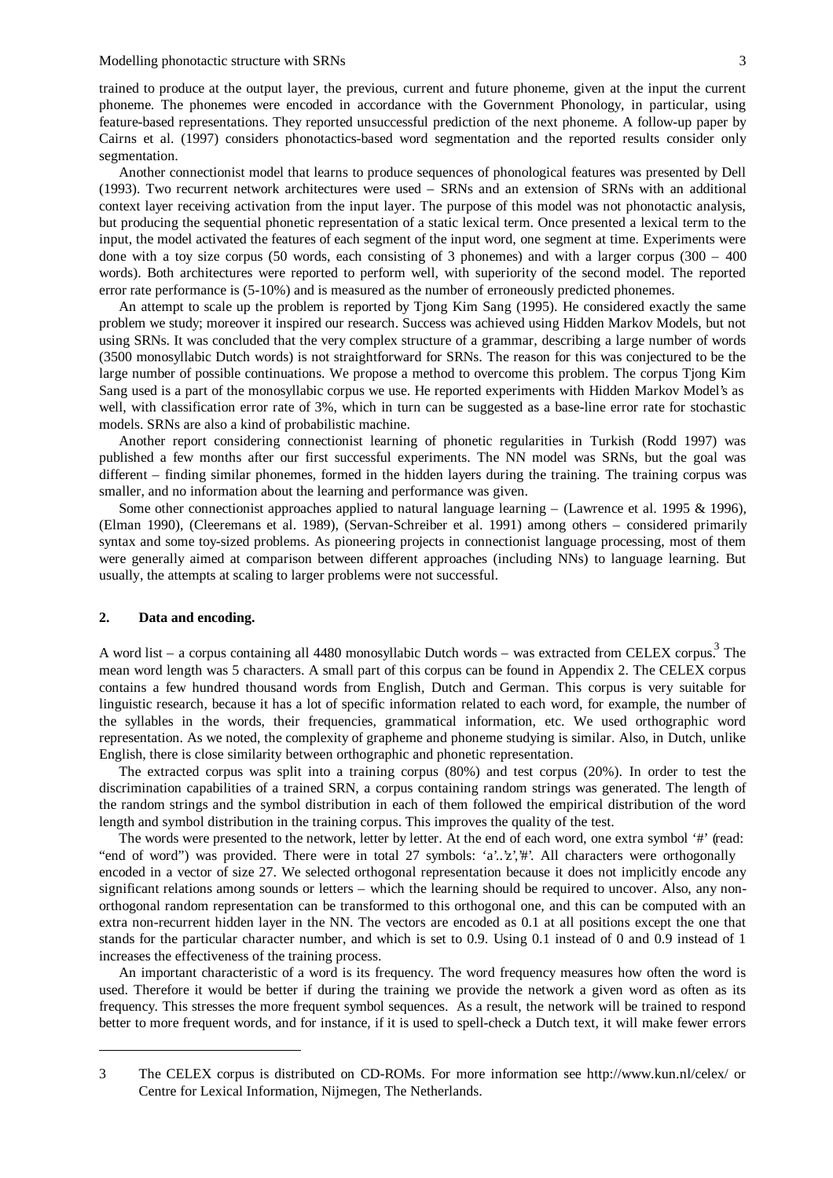trained to produce at the output layer, the previous, current and future phoneme, given at the input the current phoneme. The phonemes were encoded in accordance with the Government Phonology, in particular, using feature-based representations. They reported unsuccessful prediction of the next phoneme. A follow-up paper by Cairns et al. (1997) considers phonotactics-based word segmentation and the reported results consider only segmentation.

Another connectionist model that learns to produce sequences of phonological features was presented by Dell (1993). Two recurrent network architectures were used – SRNs and an extension of SRNs with an additional context layer receiving activation from the input layer. The purpose of this model was not phonotactic analysis, but producing the sequential phonetic representation of a static lexical term. Once presented a lexical term to the input, the model activated the features of each segment of the input word, one segment at time. Experiments were done with a toy size corpus (50 words, each consisting of 3 phonemes) and with a larger corpus (300 – 400 words). Both architectures were reported to perform well, with superiority of the second model. The reported error rate performance is (5-10%) and is measured as the number of erroneously predicted phonemes.

An attempt to scale up the problem is reported by Tjong Kim Sang (1995). He considered exactly the same problem we study; moreover it inspired our research. Success was achieved using Hidden Markov Models, but not using SRNs. It was concluded that the very complex structure of a grammar, describing a large number of words (3500 monosyllabic Dutch words) is not straightforward for SRNs. The reason for this was conjectured to be the large number of possible continuations. We propose a method to overcome this problem. The corpus Tjong Kim Sang used is a part of the monosyllabic corpus we use. He reported experiments with Hidden Markov Model's as well, with classification error rate of 3%, which in turn can be suggested as a base-line error rate for stochastic models. SRNs are also a kind of probabilistic machine.

Another report considering connectionist learning of phonetic regularities in Turkish (Rodd 1997) was published a few months after our first successful experiments. The NN model was SRNs, but the goal was different – finding similar phonemes, formed in the hidden layers during the training. The training corpus was smaller, and no information about the learning and performance was given.

Some other connectionist approaches applied to natural language learning – (Lawrence et al. 1995 & 1996), (Elman 1990), (Cleeremans et al. 1989), (Servan-Schreiber et al. 1991) among others – considered primarily syntax and some toy-sized problems. As pioneering projects in connectionist language processing, most of them were generally aimed at comparison between different approaches (including NNs) to language learning. But usually, the attempts at scaling to larger problems were not successful.

## 2. Data and encoding.

A word list – a corpus containing all 4480 monosyllabic Dutch words – was extracted from CELEX corpus.[3] The mean word length was 5 characters. A small part of this corpus can be found in Appendix 2. The CELEX corpus contains a few hundred thousand words from English, Dutch and German. This corpus is very suitable for linguistic research, because it has a lot of specific information related to each word, for example, the number of the syllables in the words, their frequencies, grammatical information, etc. We used orthographic word representation. As we noted, the complexity of grapheme and phoneme studying is similar. Also, in Dutch, unlike English, there is close similarity between orthographic and phonetic representation.

The extracted corpus was split into a training corpus (80%) and test corpus (20%). In order to test the discrimination capabilities of a trained SRN, a corpus containing random strings was generated. The length of the random strings and the symbol distribution in each of them followed the empirical distribution of the word length and symbol distribution in the training corpus. This improves the quality of the test.

The words were presented to the network, letter by letter. At the end of each word, one extra symbol '#' (read: "end of word") was provided. There were in total 27 symbols: 'a'..'z','#'. All characters were orthogonally encoded in a vector of size 27. We selected orthogonal representation because it does not implicitly encode any significant relations among sounds or letters – which the learning should be required to uncover. Also, any non-orthogonal random representation can be transformed to this orthogonal one, and this can be computed with an extra non-recurrent hidden layer in the NN. The vectors are encoded as 0.1 at all positions except the one that stands for the particular character number, and which is set to 0.9. Using 0.1 instead of 0 and 0.9 instead of 1 increases the effectiveness of the training process.

An important characteristic of a word is its frequency. The word frequency measures how often the word is used. Therefore it would be better if during the training we provide the network a given word as often as its frequency. This stresses the more frequent symbol sequences. As a result, the network will be trained to respond better to more frequent words, and for instance, if it is used to spell-check a Dutch text, it will make fewer errors

---

3 The CELEX corpus is distributed on CD-ROMs. For more information see http://www.kun.nl/celex/ or Centre for Lexical Information, Nijmegen, The Netherlands.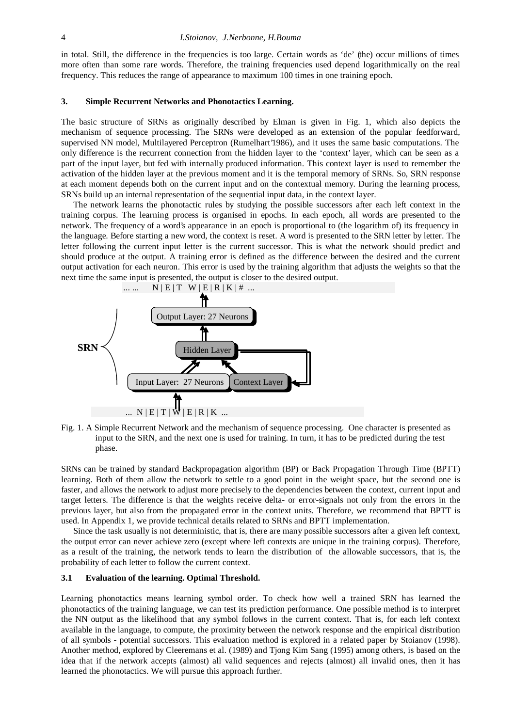in total. Still, the difference in the frequencies is too large. Certain words as 'de' (the) occur millions of times more often than some rare words. Therefore, the training frequencies used depend logarithmically on the real frequency. This reduces the range of appearance to maximum 100 times in one training epoch.

## 3. Simple Recurrent Networks and Phonotactics Learning.

The basic structure of SRNs as originally described by Elman is given in Fig. 1, which also depicts the mechanism of sequence processing. The SRNs were developed as an extension of the popular feedforward, supervised NN model, Multilayered Perceptron (Rumelhart'1986), and it uses the same basic computations. The only difference is the recurrent connection from the hidden layer to the 'context' layer, which can be seen as a part of the input layer, but fed with internally produced information. This context layer is used to remember the activation of the hidden layer at the previous moment and it is the temporal memory of SRNs. So, SRN response at each moment depends both on the current input and on the contextual memory. During the learning process, SRNs build up an internal representation of the sequential input data, in the context layer.

The network learns the phonotactic rules by studying the possible successors after each left context in the training corpus. The learning process is organised in epochs. In each epoch, all words are presented to the network. The frequency of a word's appearance in an epoch is proportional to (the logarithm of) its frequency in the language. Before starting a new word, the context is reset. A word is presented to the SRN letter by letter. The letter following the current input letter is the current successor. This is what the network should predict and should produce at the output. A training error is defined as the difference between the desired and the current output activation for each neuron. This error is used by the training algorithm that adjusts the weights so that the next time the same input is presented, the output is closer to the desired output.

... ... N | E | T | W | E | R | K | # ...

Output Layer: 27 Neurons

SRN

Hidden Layer

Input Layer: 27 Neurons | Context Layer

... N | E | T | W | E | R | K ...

Fig. 1. A Simple Recurrent Network and the mechanism of sequence processing. One character is presented as input to the SRN, and the next one is used for training. In turn, it has to be predicted during the test phase.

SRNs can be trained by standard Backpropagation algorithm (BP) or Back Propagation Through Time (BPTT) learning. Both of them allow the network to settle to a good point in the weight space, but the second one is faster, and allows the network to adjust more precisely to the dependencies between the context, current input and target letters. The difference is that the weights receive delta- or error-signals not only from the errors in the previous layer, but also from the propagated error in the context units. Therefore, we recommend that BPTT is used. In Appendix 1, we provide technical details related to SRNs and BPTT implementation.

Since the task usually is not deterministic, that is, there are many possible successors after a given left context, the output error can never achieve zero (except where left contexts are unique in the training corpus). Therefore, as a result of the training, the network tends to learn the distribution of the allowable successors, that is, the probability of each letter to follow the current context.

### 3.1 Evaluation of the learning. Optimal Threshold.

Learning phonotactics means learning symbol order. To check how well a trained SRN has learned the phonotactics of the training language, we can test its prediction performance. One possible method is to interpret the NN output as the likelihood that any symbol follows in the current context. That is, for each left context available in the language, to compute, the proximity between the network response and the empirical distribution of all symbols - potential successors. This evaluation method is explored in a related paper by Stoianov (1998). Another method, explored by Cleeremans et al. (1989) and Tjong Kim Sang (1995) among others, is based on the idea that if the network accepts (almost) all valid sequences and rejects (almost) all invalid ones, then it has learned the phonotactics. We will pursue this approach further.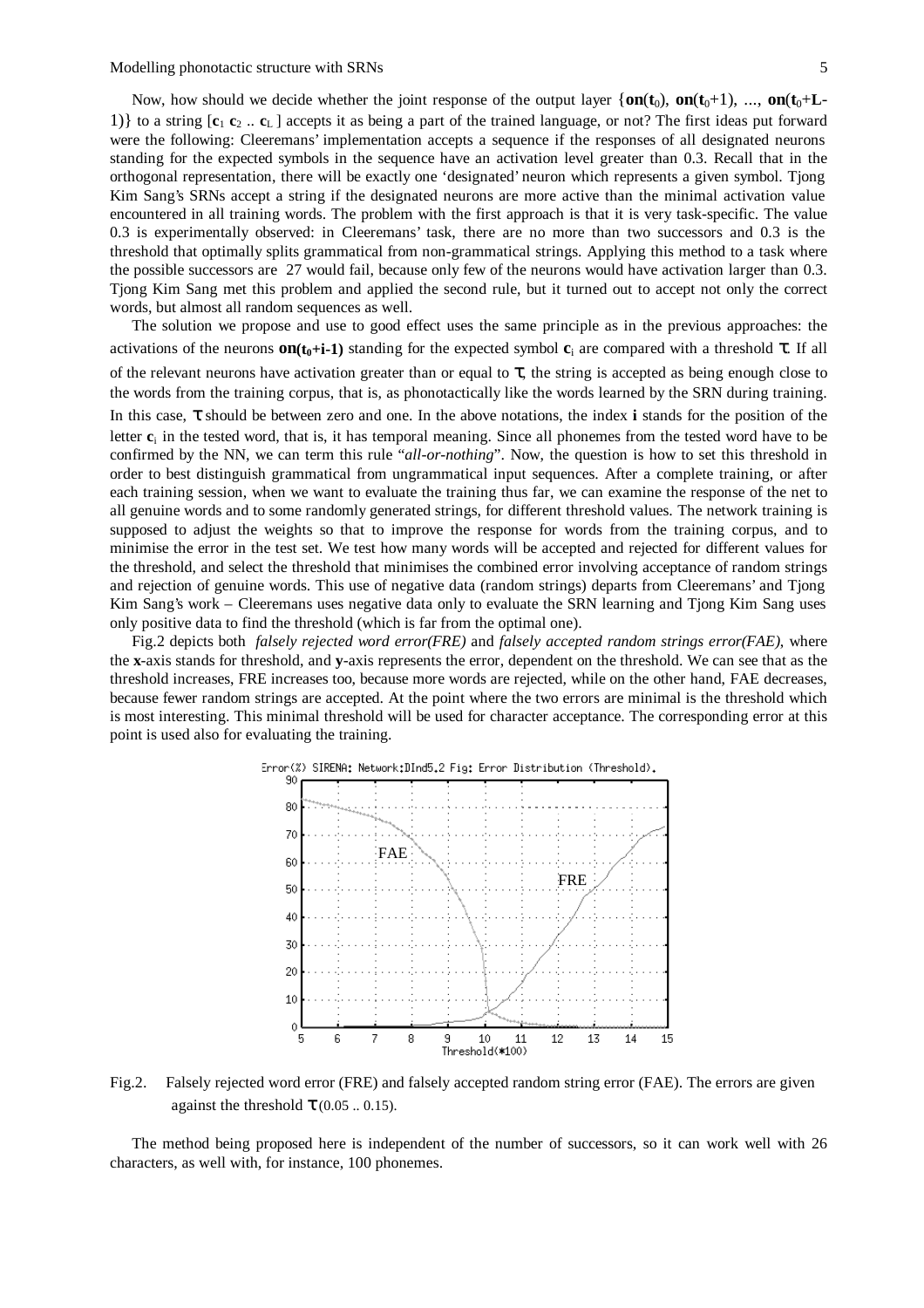Now, how should we decide whether the joint response of the output layer $\{\mathbf{on}(\mathbf{t}_0), \mathbf{on}(\mathbf{t}_0+1), \ldots, \mathbf{on}(\mathbf{t}_0+\mathbf{L}-1)\}$ to a string $[\mathbf{c}_1\ \mathbf{c}_2\ ..\ \mathbf{c}_L]$ accepts it as being a part of the trained language, or not? The first ideas put forward were the following: Cleeremans' implementation accepts a sequence if the responses of all designated neurons standing for the expected symbols in the sequence have an activation level greater than 0.3. Recall that in the orthogonal representation, there will be exactly one 'designated' neuron which represents a given symbol. Tjong Kim Sang's SRNs accept a string if the designated neurons are more active than the minimal activation value encountered in all training words. The problem with the first approach is that it is very task-specific. The value 0.3 is experimentally observed: in Cleeremans' task, there are no more than two successors and 0.3 is the threshold that optimally splits grammatical from non-grammatical strings. Applying this method to a task where the possible successors are 27 would fail, because only few of the neurons would have activation larger than 0.3. Tjong Kim Sang met this problem and applied the second rule, but it turned out to accept not only the correct words, but almost all random sequences as well.

The solution we propose and use to good effect uses the same principle as in the previous approaches: the activations of the neurons $\mathbf{on(t_0+i\text{-}1)}$ standing for the expected symbol $\mathbf{c}_i$ are compared with a threshold $\tau$. If all of the relevant neurons have activation greater than or equal to $\tau$, the string is accepted as being enough close to the words from the training corpus, that is, as phonotactically like the words learned by the SRN during training. In this case, $\tau$ should be between zero and one. In the above notations, the index **i** stands for the position of the letter $\mathbf{c}_i$ in the tested word, that is, it has temporal meaning. Since all phonemes from the tested word have to be confirmed by the NN, we can term this rule "*all-or-nothing*". Now, the question is how to set this threshold in order to best distinguish grammatical from ungrammatical input sequences. After a complete training, or after each training session, when we want to evaluate the training thus far, we can examine the response of the net to all genuine words and to some randomly generated strings, for different threshold values. The network training is supposed to adjust the weights so that to improve the response for words from the training corpus, and to minimise the error in the test set. We test how many words will be accepted and rejected for different values for the threshold, and select the threshold that minimises the combined error involving acceptance of random strings and rejection of genuine words. This use of negative data (random strings) departs from Cleeremans' and Tjong Kim Sang's work – Cleeremans uses negative data only to evaluate the SRN learning and Tjong Kim Sang uses only positive data to find the threshold (which is far from the optimal one).

Fig.2 depicts both *falsely rejected word error(FRE)* and *falsely accepted random strings error(FAE)*, where the **x**-axis stands for threshold, and **y**-axis represents the error, dependent on the threshold. We can see that as the threshold increases, FRE increases too, because more words are rejected, while on the other hand, FAE decreases, because fewer random strings are accepted. At the point where the two errors are minimal is the threshold which is most interesting. This minimal threshold will be used for character acceptance. The corresponding error at this point is used also for evaluating the training.

Fig.2. Falsely rejected word error (FRE) and falsely accepted random string error (FAE). The errors are given against the threshold $\tau$ (0.05 .. 0.15).

The method being proposed here is independent of the number of successors, so it can work well with 26 characters, as well with, for instance, 100 phonemes.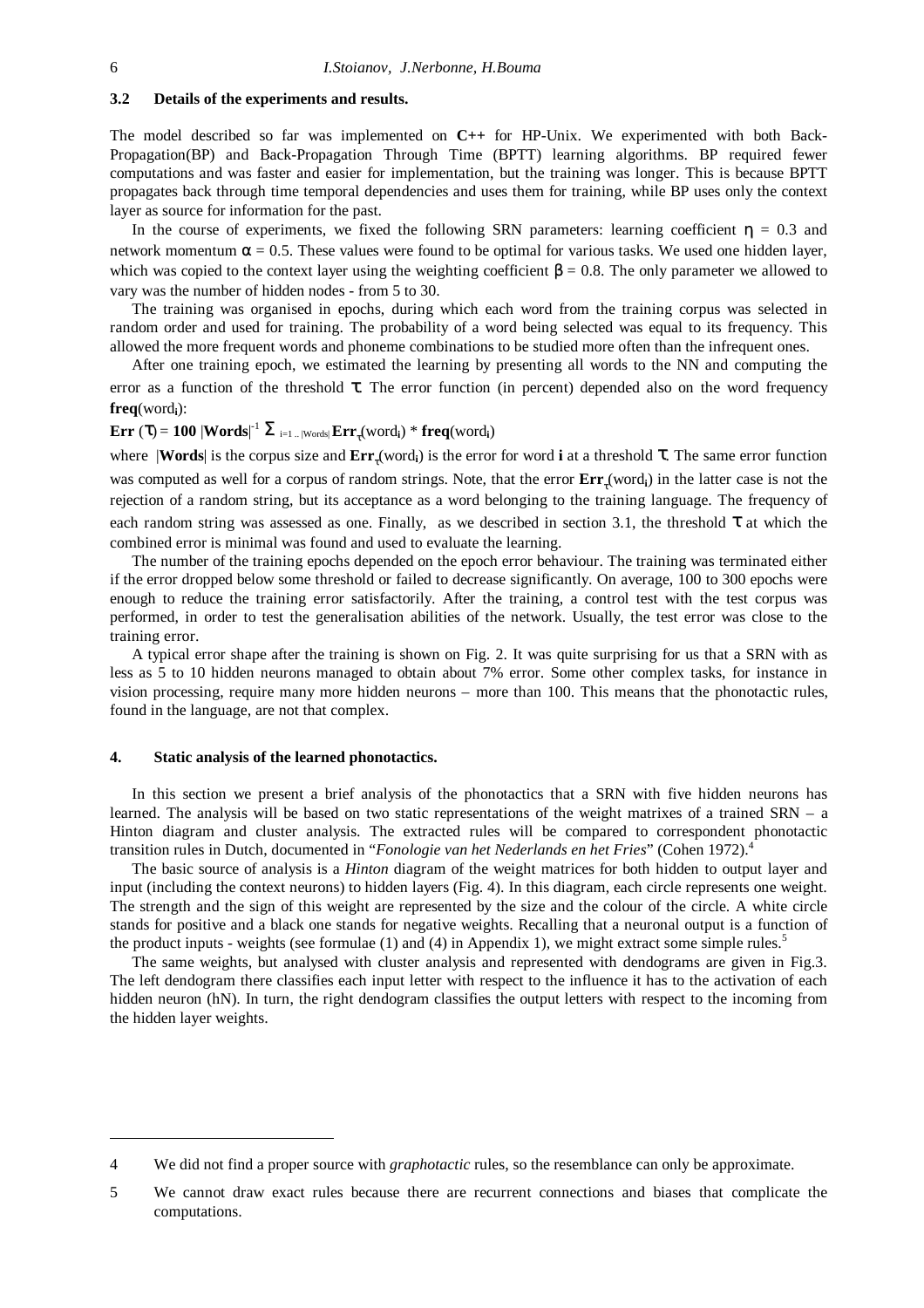### 3.2 Details of the experiments and results.

The model described so far was implemented on **C++** for HP-Unix. We experimented with both Back-Propagation(BP) and Back-Propagation Through Time (BPTT) learning algorithms. BP required fewer computations and was faster and easier for implementation, but the training was longer. This is because BPTT propagates back through time temporal dependencies and uses them for training, while BP uses only the context layer as source for information for the past.

In the course of experiments, we fixed the following SRN parameters: learning coefficient $\eta$ = 0.3 and network momentum $\alpha$ = 0.5. These values were found to be optimal for various tasks. We used one hidden layer, which was copied to the context layer using the weighting coefficient $\beta$ = 0.8. The only parameter we allowed to vary was the number of hidden nodes - from 5 to 30.

The training was organised in epochs, during which each word from the training corpus was selected in random order and used for training. The probability of a word being selected was equal to its frequency. This allowed the more frequent words and phoneme combinations to be studied more often than the infrequent ones.

After one training epoch, we estimated the learning by presenting all words to the NN and computing the error as a function of the threshold $\tau$. The error function (in percent) depended also on the word frequency **freq**(word$_i$):

$$\mathbf{Err}\,(\tau) = \mathbf{100}\;|\mathbf{Words}|^{-1}\sum_{i=1..|Words|}\mathbf{Err}_{\tau}(\text{word}_i) * \mathbf{freq}(\text{word}_i)$$

where |**Words**| is the corpus size and $\mathbf{Err}_{\tau}$(word$_i$) is the error for word **i** at a threshold $\tau$. The same error function was computed as well for a corpus of random strings. Note, that the error $\mathbf{Err}_{\tau}$(word$_i$) in the latter case is not the rejection of a random string, but its acceptance as a word belonging to the training language. The frequency of each random string was assessed as one. Finally, as we described in section 3.1, the threshold $\tau$ at which the combined error is minimal was found and used to evaluate the learning.

The number of the training epochs depended on the epoch error behaviour. The training was terminated either if the error dropped below some threshold or failed to decrease significantly. On average, 100 to 300 epochs were enough to reduce the training error satisfactorily. After the training, a control test with the test corpus was performed, in order to test the generalisation abilities of the network. Usually, the test error was close to the training error.

A typical error shape after the training is shown on Fig. 2. It was quite surprising for us that a SRN with as less as 5 to 10 hidden neurons managed to obtain about 7% error. Some other complex tasks, for instance in vision processing, require many more hidden neurons – more than 100. This means that the phonotactic rules, found in the language, are not that complex.

## 4. Static analysis of the learned phonotactics.

In this section we present a brief analysis of the phonotactics that a SRN with five hidden neurons has learned. The analysis will be based on two static representations of the weight matrixes of a trained SRN – a Hinton diagram and cluster analysis. The extracted rules will be compared to correspondent phonotactic transition rules in Dutch, documented in "*Fonologie van het Nederlands en het Fries*" (Cohen 1972).[4]

The basic source of analysis is a *Hinton* diagram of the weight matrices for both hidden to output layer and input (including the context neurons) to hidden layers (Fig. 4). In this diagram, each circle represents one weight. The strength and the sign of this weight are represented by the size and the colour of the circle. A white circle stands for positive and a black one stands for negative weights. Recalling that a neuronal output is a function of the product inputs - weights (see formulae (1) and (4) in Appendix 1), we might extract some simple rules.[5]

The same weights, but analysed with cluster analysis and represented with dendograms are given in Fig.3. The left dendogram there classifies each input letter with respect to the influence it has to the activation of each hidden neuron (hN). In turn, the right dendogram classifies the output letters with respect to the incoming from the hidden layer weights.

---

4 We did not find a proper source with *graphotactic* rules, so the resemblance can only be approximate.

5 We cannot draw exact rules because there are recurrent connections and biases that complicate the computations.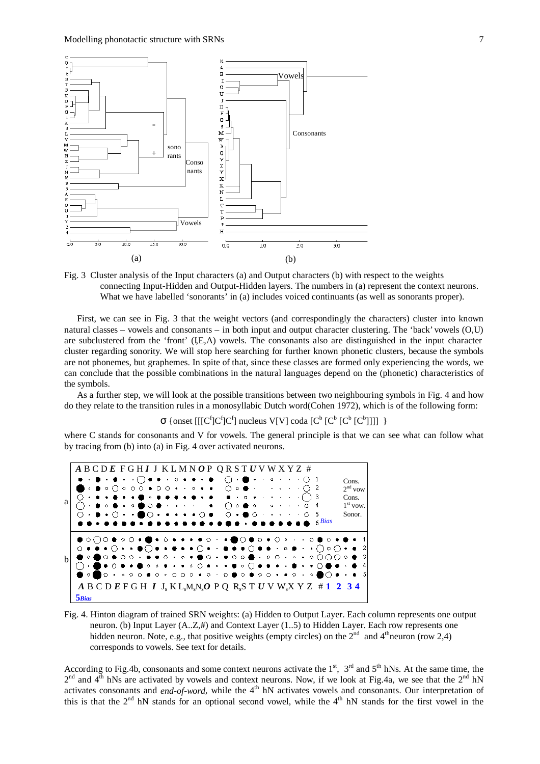Fig. 3 Cluster analysis of the Input characters (a) and Output characters (b) with respect to the weights connecting Input-Hidden and Output-Hidden layers. The numbers in (a) represent the context neurons. What we have labelled 'sonorants' in (a) includes voiced continuants (as well as sonorants proper).

First, we can see in Fig. 3 that the weight vectors (and correspondingly the characters) cluster into known natural classes – vowels and consonants – in both input and output character clustering. The 'back' vowels (O,U) are subclustered from the 'front' (I,E,A) vowels. The consonants also are distinguished in the input character cluster regarding sonority. We will stop here searching for further known phonetic clusters, because the symbols are not phonemes, but graphemes. In spite of that, since these classes are formed only experiencing the words, we can conclude that the possible combinations in the natural languages depend on the (phonetic) characteristics of the symbols.

As a further step, we will look at the possible transitions between two neighbouring symbols in Fig. 4 and how do they relate to the transition rules in a monosyllabic Dutch word(Cohen 1972), which is of the following form:

$$\sigma \ \{\text{onset } [[[C^f]C^f]C^f] \text{ nucleus } V[V] \text{ coda } [C^b\ [C^b\ [C^b\ [C^b]]]]\ \}$$

where C stands for consonants and V for vowels. The general principle is that we can see what can follow what by tracing from (b) into (a) in Fig. 4 over activated neurons.

Fig. 4. Hinton diagram of trained SRN weights: (a) Hidden to Output Layer. Each column represents one output neuron. (b) Input Layer (A..Z,#) and Context Layer (1..5) to Hidden Layer. Each row represents one hidden neuron. Note, e.g., that positive weights (empty circles) on the 2[nd] and 4[th]neuron (row 2,4) corresponds to vowels. See text for details.

According to Fig.4b, consonants and some context neurons activate the 1[st], 3[rd] and 5[th] hNs. At the same time, the 2[nd] and 4[th] hNs are activated by vowels and context neurons. Now, if we look at Fig.4a, we see that the 2[nd] hN activates consonants and *end-of-word*, while the 4[th] hN activates vowels and consonants. Our interpretation of this is that the 2[nd] hN stands for an optional second vowel, while the 4[th] hN stands for the first vowel in the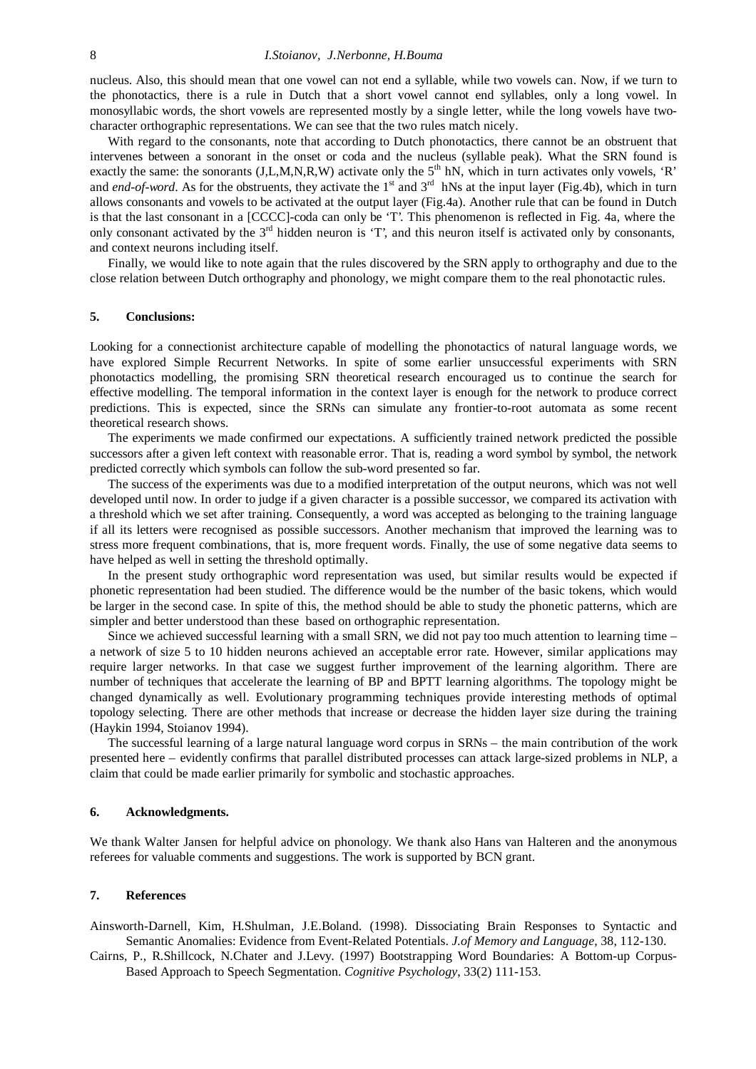nucleus. Also, this should mean that one vowel can not end a syllable, while two vowels can. Now, if we turn to the phonotactics, there is a rule in Dutch that a short vowel cannot end syllables, only a long vowel. In monosyllabic words, the short vowels are represented mostly by a single letter, while the long vowels have two-character orthographic representations. We can see that the two rules match nicely.

With regard to the consonants, note that according to Dutch phonotactics, there cannot be an obstruent that intervenes between a sonorant in the onset or coda and the nucleus (syllable peak). What the SRN found is exactly the same: the sonorants (J,L,M,N,R,W) activate only the 5th hN, which in turn activates only vowels, 'R' and *end-of-word*. As for the obstruents, they activate the 1st and 3rd hNs at the input layer (Fig.4b), which in turn allows consonants and vowels to be activated at the output layer (Fig.4a). Another rule that can be found in Dutch is that the last consonant in a [CCCC]-coda can only be 'T'. This phenomenon is reflected in Fig. 4a, where the only consonant activated by the 3rd hidden neuron is 'T', and this neuron itself is activated only by consonants, and context neurons including itself.

Finally, we would like to note again that the rules discovered by the SRN apply to orthography and due to the close relation between Dutch orthography and phonology, we might compare them to the real phonotactic rules.

## 5. Conclusions:

Looking for a connectionist architecture capable of modelling the phonotactics of natural language words, we have explored Simple Recurrent Networks. In spite of some earlier unsuccessful experiments with SRN phonotactics modelling, the promising SRN theoretical research encouraged us to continue the search for effective modelling. The temporal information in the context layer is enough for the network to produce correct predictions. This is expected, since the SRNs can simulate any frontier-to-root automata as some recent theoretical research shows.

The experiments we made confirmed our expectations. A sufficiently trained network predicted the possible successors after a given left context with reasonable error. That is, reading a word symbol by symbol, the network predicted correctly which symbols can follow the sub-word presented so far.

The success of the experiments was due to a modified interpretation of the output neurons, which was not well developed until now. In order to judge if a given character is a possible successor, we compared its activation with a threshold which we set after training. Consequently, a word was accepted as belonging to the training language if all its letters were recognised as possible successors. Another mechanism that improved the learning was to stress more frequent combinations, that is, more frequent words. Finally, the use of some negative data seems to have helped as well in setting the threshold optimally.

In the present study orthographic word representation was used, but similar results would be expected if phonetic representation had been studied. The difference would be the number of the basic tokens, which would be larger in the second case. In spite of this, the method should be able to study the phonetic patterns, which are simpler and better understood than these based on orthographic representation.

Since we achieved successful learning with a small SRN, we did not pay too much attention to learning time – a network of size 5 to 10 hidden neurons achieved an acceptable error rate. However, similar applications may require larger networks. In that case we suggest further improvement of the learning algorithm. There are number of techniques that accelerate the learning of BP and BPTT learning algorithms. The topology might be changed dynamically as well. Evolutionary programming techniques provide interesting methods of optimal topology selecting. There are other methods that increase or decrease the hidden layer size during the training (Haykin 1994, Stoianov 1994).

The successful learning of a large natural language word corpus in SRNs – the main contribution of the work presented here – evidently confirms that parallel distributed processes can attack large-sized problems in NLP, a claim that could be made earlier primarily for symbolic and stochastic approaches.

## 6. Acknowledgments.

We thank Walter Jansen for helpful advice on phonology. We thank also Hans van Halteren and the anonymous referees for valuable comments and suggestions. The work is supported by BCN grant.

## 7. References

Ainsworth-Darnell, Kim, H.Shulman, J.E.Boland. (1998). Dissociating Brain Responses to Syntactic and Semantic Anomalies: Evidence from Event-Related Potentials. *J.of Memory and Language*, 38, 112-130.

Cairns, P., R.Shillcock, N.Chater and J.Levy. (1997) Bootstrapping Word Boundaries: A Bottom-up Corpus-Based Approach to Speech Segmentation. *Cognitive Psychology*, 33(2) 111-153.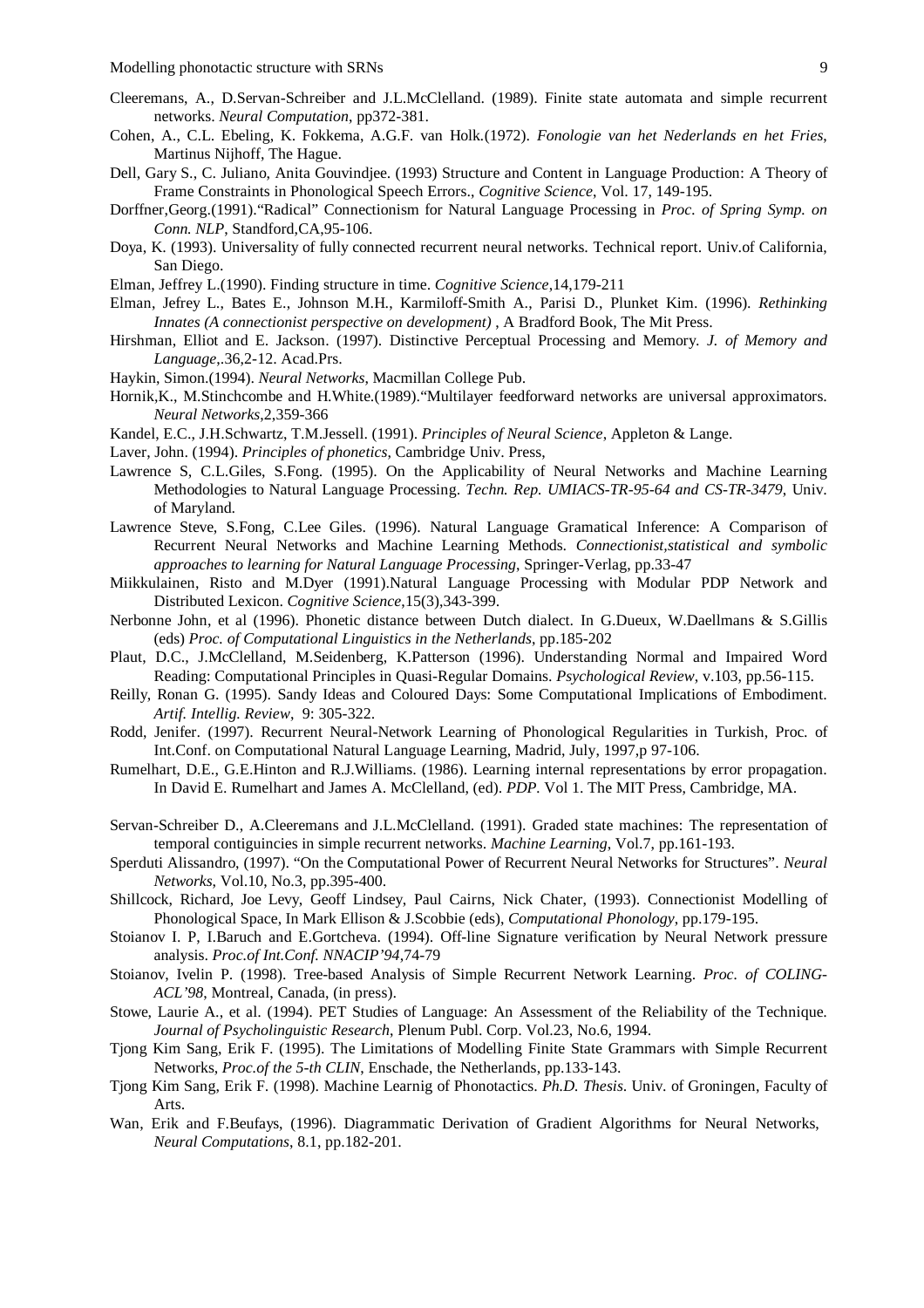Cleeremans, A., D.Servan-Schreiber and J.L.McClelland. (1989). Finite state automata and simple recurrent networks. *Neural Computation*, pp372-381.

Cohen, A., C.L. Ebeling, K. Fokkema, A.G.F. van Holk.(1972). *Fonologie van het Nederlands en het Fries*, Martinus Nijhoff, The Hague.

Dell, Gary S., C. Juliano, Anita Gouvindjee. (1993) Structure and Content in Language Production: A Theory of Frame Constraints in Phonological Speech Errors., *Cognitive Science*, Vol. 17, 149-195.

Dorffner,Georg.(1991)."Radical" Connectionism for Natural Language Processing in *Proc. of Spring Symp. on Conn. NLP*, Standford,CA,95-106.

Doya, K. (1993). Universality of fully connected recurrent neural networks. Technical report. Univ.of California, San Diego.

Elman, Jeffrey L.(1990). Finding structure in time. *Cognitive Science*,14,179-211

Elman, Jefrey L., Bates E., Johnson M.H., Karmiloff-Smith A., Parisi D., Plunket Kim. (1996). *Rethinking Innates (A connectionist perspective on development)* , A Bradford Book, The Mit Press.

Hirshman, Elliot and E. Jackson. (1997). Distinctive Perceptual Processing and Memory. *J. of Memory and Language*,.36,2-12. Acad.Prs.

Haykin, Simon.(1994). *Neural Networks*, Macmillan College Pub.

Hornik,K., M.Stinchcombe and H.White.(1989)."Multilayer feedforward networks are universal approximators. *Neural Networks*,2,359-366

Kandel, E.C., J.H.Schwartz, T.M.Jessell. (1991). *Principles of Neural Science*, Appleton & Lange.

Laver, John. (1994). *Principles of phonetics*, Cambridge Univ. Press,

Lawrence S, C.L.Giles, S.Fong. (1995). On the Applicability of Neural Networks and Machine Learning Methodologies to Natural Language Processing. *Techn. Rep. UMIACS-TR-95-64 and CS-TR-3479*, Univ. of Maryland.

Lawrence Steve, S.Fong, C.Lee Giles. (1996). Natural Language Gramatical Inference: A Comparison of Recurrent Neural Networks and Machine Learning Methods. *Connectionist,statistical and symbolic approaches to learning for Natural Language Processing*, Springer-Verlag, pp.33-47

Miikkulainen, Risto and M.Dyer (1991).Natural Language Processing with Modular PDP Network and Distributed Lexicon. *Cognitive Science*,15(3),343-399.

Nerbonne John, et al (1996). Phonetic distance between Dutch dialect. In G.Dueux, W.Daellmans & S.Gillis (eds) *Proc. of Computational Linguistics in the Netherlands*, pp.185-202

Plaut, D.C., J.McClelland, M.Seidenberg, K.Patterson (1996). Understanding Normal and Impaired Word Reading: Computational Principles in Quasi-Regular Domains. *Psychological Review*, v.103, pp.56-115.

Reilly, Ronan G. (1995). Sandy Ideas and Coloured Days: Some Computational Implications of Embodiment. *Artif. Intellig. Review*, 9: 305-322.

Rodd, Jenifer. (1997). Recurrent Neural-Network Learning of Phonological Regularities in Turkish, Proc. of Int.Conf. on Computational Natural Language Learning, Madrid, July, 1997,p 97-106.

Rumelhart, D.E., G.E.Hinton and R.J.Williams. (1986). Learning internal representations by error propagation. In David E. Rumelhart and James A. McClelland, (ed). *PDP*. Vol 1. The MIT Press, Cambridge, MA.

Servan-Schreiber D., A.Cleeremans and J.L.McClelland. (1991). Graded state machines: The representation of temporal contiguincies in simple recurrent networks. *Machine Learning*, Vol.7, pp.161-193.

Sperduti Alissandro, (1997). "On the Computational Power of Recurrent Neural Networks for Structures". *Neural Networks*, Vol.10, No.3, pp.395-400.

Shillcock, Richard, Joe Levy, Geoff Lindsey, Paul Cairns, Nick Chater, (1993). Connectionist Modelling of Phonological Space, In Mark Ellison & J.Scobbie (eds), *Computational Phonology*, pp.179-195.

Stoianov I. P, I.Baruch and E.Gortcheva. (1994). Off-line Signature verification by Neural Network pressure analysis. *Proc.of Int.Conf. NNACIP'94*,74-79

Stoianov, Ivelin P. (1998). Tree-based Analysis of Simple Recurrent Network Learning. *Proc. of COLING-ACL'98*, Montreal, Canada, (in press).

Stowe, Laurie A., et al. (1994). PET Studies of Language: An Assessment of the Reliability of the Technique. *Journal of Psycholinguistic Research*, Plenum Publ. Corp. Vol.23, No.6, 1994.

Tjong Kim Sang, Erik F. (1995). The Limitations of Modelling Finite State Grammars with Simple Recurrent Networks, *Proc.of the 5-th CLIN*, Enschade, the Netherlands, pp.133-143.

Tjong Kim Sang, Erik F. (1998). Machine Learnig of Phonotactics. *Ph.D. Thesis*. Univ. of Groningen, Faculty of Arts.

Wan, Erik and F.Beufays, (1996). Diagrammatic Derivation of Gradient Algorithms for Neural Networks, *Neural Computations*, 8.1, pp.182-201.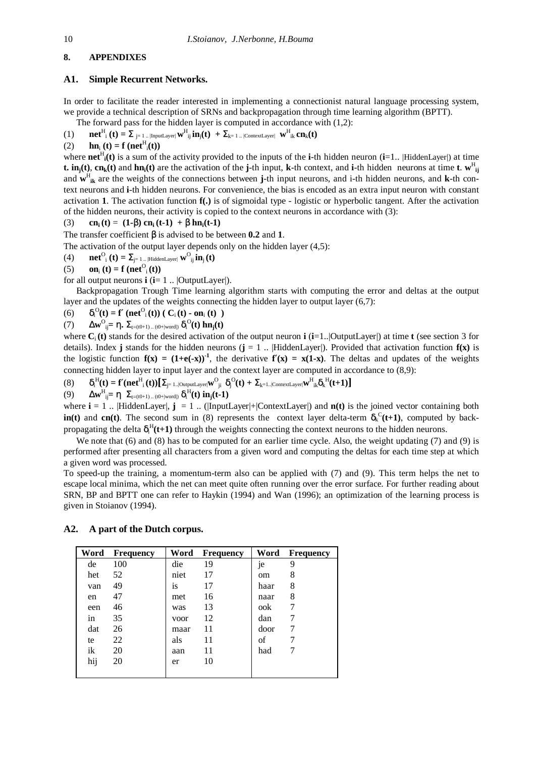## 8. APPENDIXES

### A1. Simple Recurrent Networks.

In order to facilitate the reader interested in implementing a connectionist natural language processing system, we provide a technical description of SRNs and backpropagation through time learning algorithm (BPTT).

The forward pass for the hidden layer is computed in accordance with (1,2):

(1) $\mathbf{net}^H_i\,(\mathbf{t}) = \Sigma_{j=1\,..\,|InputLayer|}\, \mathbf{w}^H_{ij}\,\mathbf{in_j(t)} + \Sigma_{k=1\,..\,|ContextLayer|}\, \mathbf{w}^H_{ik}\,\mathbf{cn_k(t)}$

(2) $\mathbf{hn}_i\,(\mathbf{t}) = \mathbf{f}\,(\mathbf{net}^H_i(\mathbf{t}))$

where $\mathbf{net}^H_i(\mathbf{t})$ is a sum of the activity provided to the inputs of the **i**-th hidden neuron (**i**=1.. |HiddenLayer|) at time **t**. $\mathbf{in_j(t)}$, $\mathbf{cn_k(t)}$ and $\mathbf{hn_i(t)}$ are the activation of the **j**-th input, **k**-th context, and **i**-th hidden neurons at time **t**. $\mathbf{w}^H_{ij}$ and $\mathbf{w}^H_{ik}$ are the weights of the connections between **j**-th input neurons, and i-th hidden neurons, and **k**-th context neurons and **i**-th hidden neurons. For convenience, the bias is encoded as an extra input neuron with constant activation **1**. The activation function **f(.)** is of sigmoidal type - logistic or hyperbolic tangent. After the activation of the hidden neurons, their activity is copied to the context neurons in accordance with (3):

(3) $\mathbf{cn_i\,(t)} = (1\text{-}\beta)\,\mathbf{cn_i\,(t\text{-}1)} + \beta\,\mathbf{hn_i(t\text{-}1)}$

The transfer coefficient $\beta$ is advised to be between **0.2** and **1**.

The activation of the output layer depends only on the hidden layer (4,5):

(4) $\mathbf{net}^O_i\,(\mathbf{t}) = \Sigma_{j=1\,..\,|HiddenLayer|}\, \mathbf{w}^O_{ij}\,\mathbf{in}_j\,(\mathbf{t})$

(5) $\mathbf{on}_i\,(\mathbf{t}) = \mathbf{f}\,(\mathbf{net}^O_i\,(\mathbf{t}))$

for all output neurons **i** (**i**= 1 .. |OutputLayer|).

Backpropagation Trough Time learning algorithm starts with computing the error and deltas at the output layer and the updates of the weights connecting the hidden layer to output layer (6,7):

(6) $\delta^O_i(\mathbf{t}) = \mathbf{f}'\,(\mathbf{net}^O_i\,(\mathbf{t}))\,(\,\mathbf{C}_i\,(\mathbf{t}) - \mathbf{on}_i\,(\mathbf{t})\,)$

(7) $\Delta\mathbf{w}^O_{ij} = \eta.\ \Sigma_{t=(t0+1)\,..\,(t0+|word|)}\,\delta^O_i(\mathbf{t})\,\mathbf{hn_j(t)}$

where $\mathbf{C}_i\,(\mathbf{t})$ stands for the desired activation of the output neuron **i** (**i**=1..|OutputLayer|) at time **t** (see section 3 for details). Index **j** stands for the hidden neurons (**j** = 1 .. |HiddenLayer|). Provided that activation function **f(x)** is the logistic function $\mathbf{f(x)} = (1\mathbf{+e(\text{-}x)})^{-1}$, the derivative $\mathbf{f'(x)} = \mathbf{x(1\text{-}x)}$. The deltas and updates of the weights connecting hidden layer to input layer and the context layer are computed in accordance to (8,9):

(8) $\delta^H_i(\mathbf{t}) = \mathbf{f}'(\mathbf{net}^H_i\,(\mathbf{t}))\big[\Sigma_{j=1..|OutputLayer|}\mathbf{w}^O_{ji}\ \delta^O_j(\mathbf{t}) + \Sigma_{k=1..|ContextLayer|}\mathbf{w}^H_{ik}\delta^H_k(\mathbf{t+1})\big]$

(9) $\Delta\mathbf{w}^H_{ij} = \eta\ \ \Sigma_{t=(t0+1)\,..\,(t0+|word|)}\,\delta^H_i(\mathbf{t})\,\mathbf{in_j(t\text{-}1)}$

where **i** = 1 .. |HiddenLayer|, **j** = 1 .. (|InputLayer|+|ContextLayer|) and **n(t)** is the joined vector containing both **in(t)** and **cn(t)**. The second sum in (8) represents the context layer delta-term $\delta^C_k(\mathbf{t+1})$, computed by backpropagating the delta $\delta^H_i(\mathbf{t+1})$ through the weights connecting the context neurons to the hidden neurons.

We note that (6) and (8) has to be computed for an earlier time cycle. Also, the weight updating (7) and (9) is performed after presenting all characters from a given word and computing the deltas for each time step at which a given word was processed.

To speed-up the training, a momentum-term also can be applied with (7) and (9). This term helps the net to escape local minima, which the net can meet quite often running over the error surface. For further reading about SRN, BP and BPTT one can refer to Haykin (1994) and Wan (1996); an optimization of the learning process is given in Stoianov (1994).

### A2. A part of the Dutch corpus.

| Word | Frequency | Word | Frequency | Word | Frequency |
|---|---|---|---|---|---|
| de | 100 | die | 19 | je | 9 |
| het | 52 | niet | 17 | om | 8 |
| van | 49 | is | 17 | haar | 8 |
| en | 47 | met | 16 | naar | 8 |
| een | 46 | was | 13 | ook | 7 |
| in | 35 | voor | 12 | dan | 7 |
| dat | 26 | maar | 11 | door | 7 |
| te | 22 | als | 11 | of | 7 |
| ik | 20 | aan | 11 | had | 7 |
| hij | 20 | er | 10 | | |